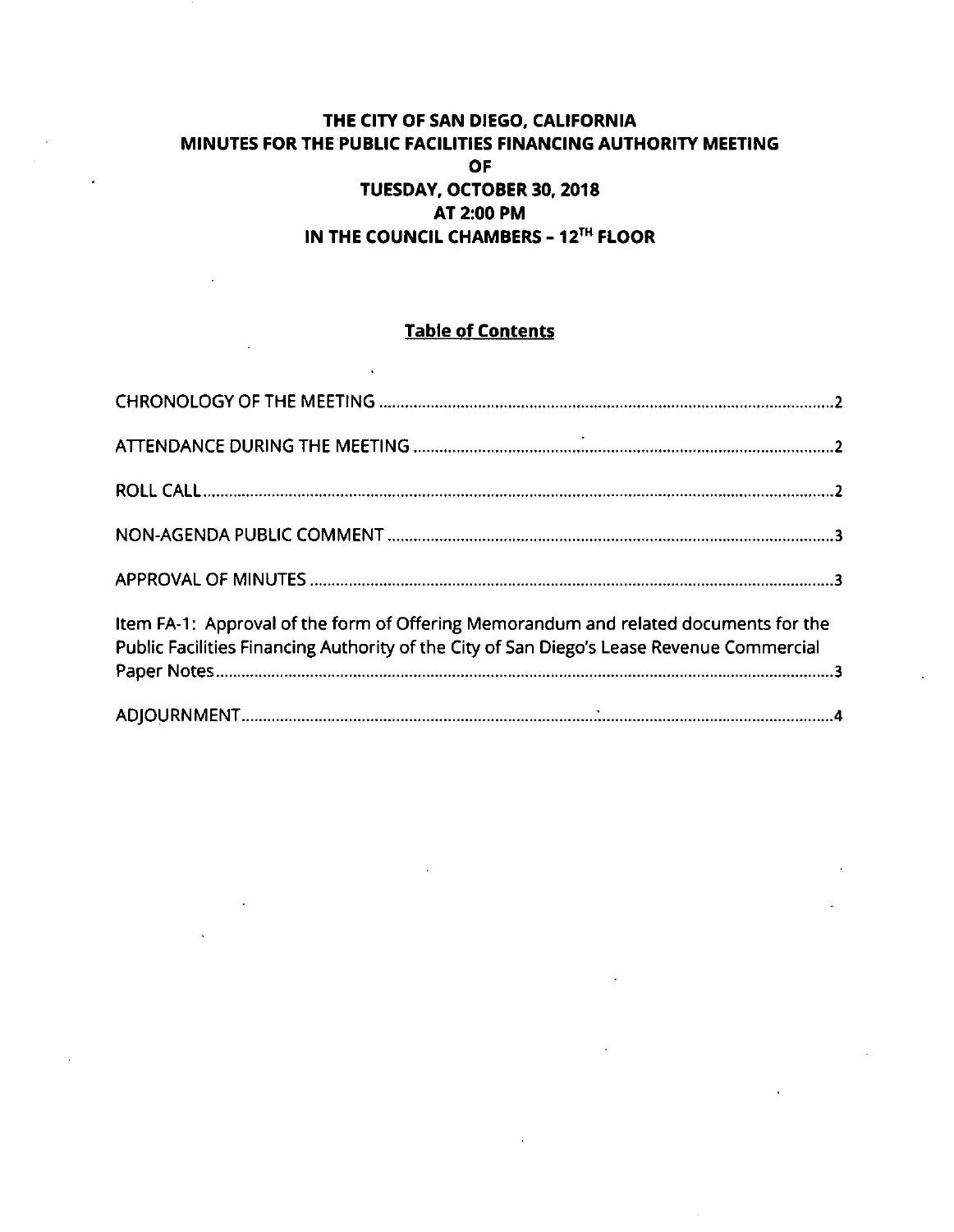# THE CITY OF SAN DIEGO, CALIFORNIA
# MINUTES FOR THE PUBLIC FACILITIES FINANCING AUTHORITY MEETING
# OF
# TUESDAY, OCTOBER 30, 2018
# AT 2:00 PM
# IN THE COUNCIL CHAMBERS - 12TH FLOOR

## Table of Contents

CHRONOLOGY OF THE MEETING ........................................................................................................ 2

ATTENDANCE DURING THE MEETING ............................................................................................ 2

ROLL CALL ............................................................................................................................................. 2

NON-AGENDA PUBLIC COMMENT ..................................................................................................... 3

APPROVAL OF MINUTES ...................................................................................................................... 3

Item FA-1: Approval of the form of Offering Memorandum and related documents for the Public Facilities Financing Authority of the City of San Diego's Lease Revenue Commercial Paper Notes ............................................................................................................................................ 3

ADJOURNMENT ..................................................................................................................................... 4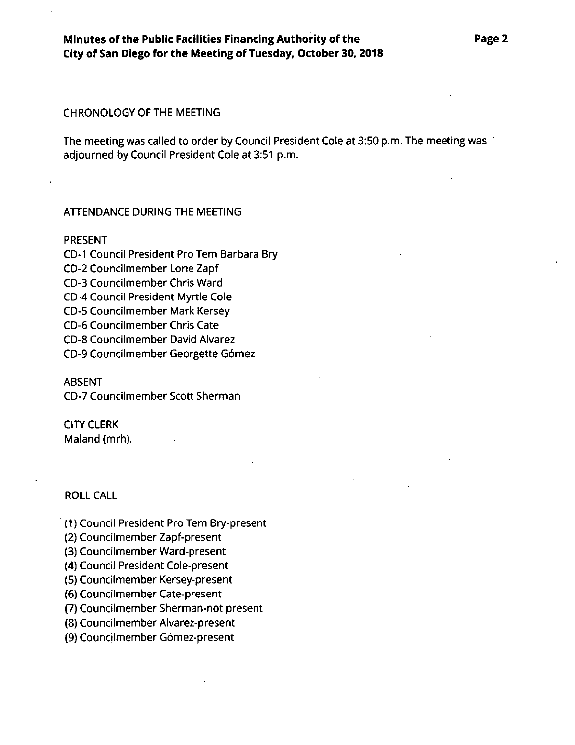CHRONOLOGY OF THE MEETING

The meeting was called to order by Council President Cole at 3:50 p.m. The meeting was adjourned by Council President Cole at 3:51 p.m.

ATTENDANCE DURING THE MEETING

PRESENT
CD-1 Council President Pro Tem Barbara Bry
CD-2 Councilmember Lorie Zapf
CD-3 Councilmember Chris Ward
CD-4 Council President Myrtle Cole
CD-5 Councilmember Mark Kersey
CD-6 Councilmember Chris Cate
CD-8 Councilmember David Alvarez
CD-9 Councilmember Georgette Gómez

ABSENT
CD-7 Councilmember Scott Sherman

CITY CLERK
Maland (mrh).

ROLL CALL

(1) Council President Pro Tem Bry-present
(2) Councilmember Zapf-present
(3) Councilmember Ward-present
(4) Council President Cole-present
(5) Councilmember Kersey-present
(6) Councilmember Cate-present
(7) Councilmember Sherman-not present
(8) Councilmember Alvarez-present
(9) Councilmember Gómez-present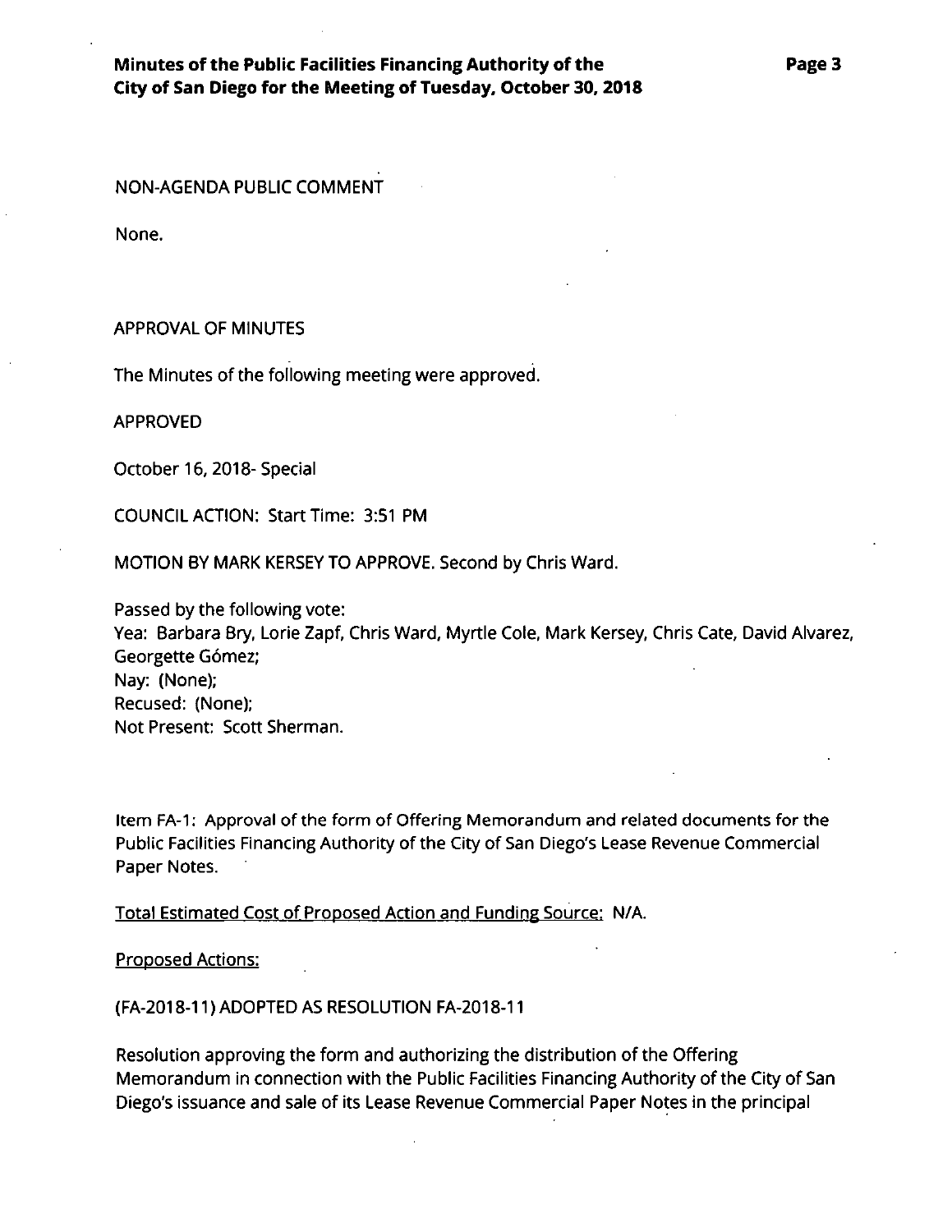NON-AGENDA PUBLIC COMMENT

None.

APPROVAL OF MINUTES

The Minutes of the following meeting were approved.

APPROVED

October 16, 2018- Special

COUNCIL ACTION: Start Time: 3:51 PM

MOTION BY MARK KERSEY TO APPROVE. Second by Chris Ward.

Passed by the following vote:
Yea: Barbara Bry, Lorie Zapf, Chris Ward, Myrtle Cole, Mark Kersey, Chris Cate, David Alvarez, Georgette Gómez;
Nay: (None);
Recused: (None);
Not Present: Scott Sherman.

Item FA-1: Approval of the form of Offering Memorandum and related documents for the Public Facilities Financing Authority of the City of San Diego's Lease Revenue Commercial Paper Notes.

Total Estimated Cost of Proposed Action and Funding Source: N/A.

Proposed Actions:

(FA-2018-11) ADOPTED AS RESOLUTION FA-2018-11

Resolution approving the form and authorizing the distribution of the Offering Memorandum in connection with the Public Facilities Financing Authority of the City of San Diego's issuance and sale of its Lease Revenue Commercial Paper Notes in the principal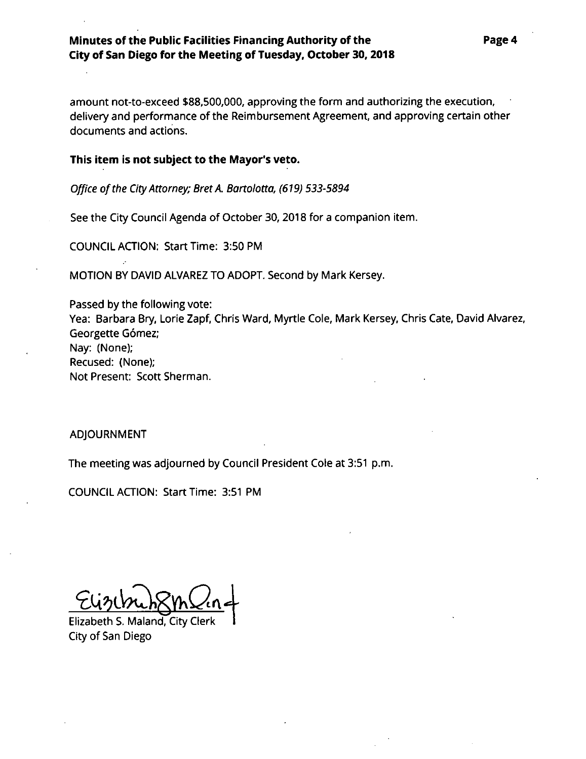amount not-to-exceed $88,500,000, approving the form and authorizing the execution, delivery and performance of the Reimbursement Agreement, and approving certain other documents and actions.

**This item is not subject to the Mayor's veto.**

*Office of the City Attorney; Bret A. Bartolotta, (619) 533-5894*

See the City Council Agenda of October 30, 2018 for a companion item.

COUNCIL ACTION: Start Time: 3:50 PM

MOTION BY DAVID ALVAREZ TO ADOPT. Second by Mark Kersey.

Passed by the following vote:
Yea: Barbara Bry, Lorie Zapf, Chris Ward, Myrtle Cole, Mark Kersey, Chris Cate, David Alvarez, Georgette Gómez;
Nay: (None);
Recused: (None);
Not Present: Scott Sherman.

ADJOURNMENT

The meeting was adjourned by Council President Cole at 3:51 p.m.

COUNCIL ACTION: Start Time: 3:51 PM

Elizabeth S. Maland, City Clerk
City of San Diego